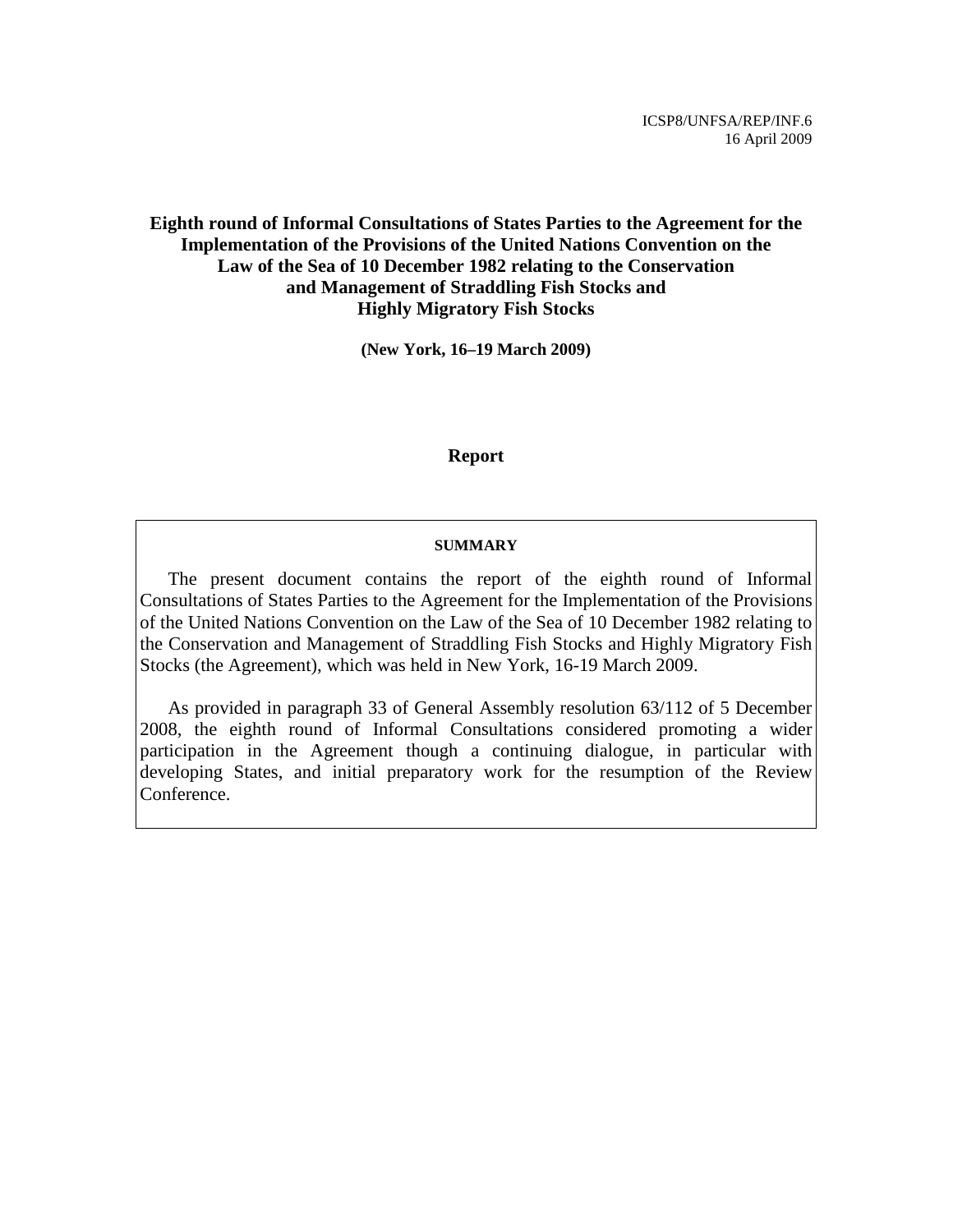ICSP8/UNFSA/REP/INF.6
16 April 2009

# Eighth round of Informal Consultations of States Parties to the Agreement for the Implementation of the Provisions of the United Nations Convention on the Law of the Sea of 10 December 1982 relating to the Conservation and Management of Straddling Fish Stocks and Highly Migratory Fish Stocks

**(New York, 16–19 March 2009)**

## Report

**SUMMARY**

The present document contains the report of the eighth round of Informal Consultations of States Parties to the Agreement for the Implementation of the Provisions of the United Nations Convention on the Law of the Sea of 10 December 1982 relating to the Conservation and Management of Straddling Fish Stocks and Highly Migratory Fish Stocks (the Agreement), which was held in New York, 16-19 March 2009.

As provided in paragraph 33 of General Assembly resolution 63/112 of 5 December 2008, the eighth round of Informal Consultations considered promoting a wider participation in the Agreement though a continuing dialogue, in particular with developing States, and initial preparatory work for the resumption of the Review Conference.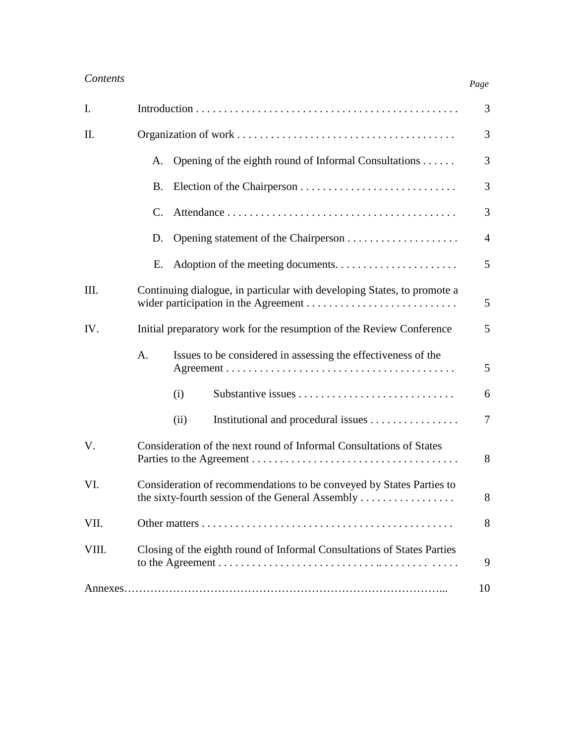*Contents*

| | | Page |
|---|---|---|
| I. | Introduction | 3 |
| II. | Organization of work | 3 |
| | A. Opening of the eighth round of Informal Consultations | 3 |
| | B. Election of the Chairperson | 3 |
| | C. Attendance | 3 |
| | D. Opening statement of the Chairperson | 4 |
| | E. Adoption of the meeting documents | 5 |
| III. | Continuing dialogue, in particular with developing States, to promote a wider participation in the Agreement | 5 |
| IV. | Initial preparatory work for the resumption of the Review Conference | 5 |
| | A. Issues to be considered in assessing the effectiveness of the Agreement | 5 |
| | (i) Substantive issues | 6 |
| | (ii) Institutional and procedural issues | 7 |
| V. | Consideration of the next round of Informal Consultations of States Parties to the Agreement | 8 |
| VI. | Consideration of recommendations to be conveyed by States Parties to the sixty-fourth session of the General Assembly | 8 |
| VII. | Other matters | 8 |
| VIII. | Closing of the eighth round of Informal Consultations of States Parties to the Agreement | 9 |
| Annexes | | 10 |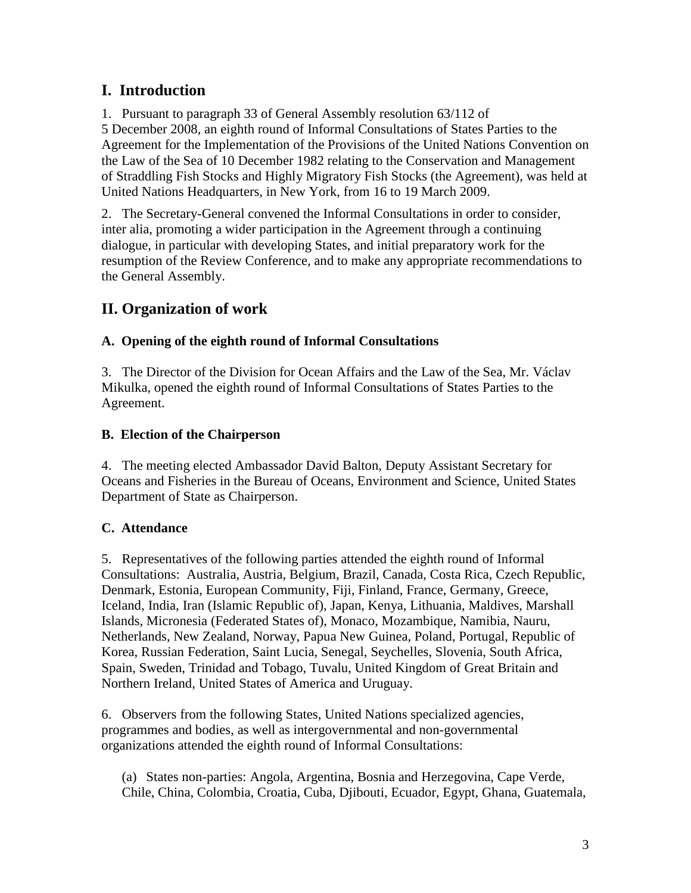## I. Introduction

1. Pursuant to paragraph 33 of General Assembly resolution 63/112 of 5 December 2008, an eighth round of Informal Consultations of States Parties to the Agreement for the Implementation of the Provisions of the United Nations Convention on the Law of the Sea of 10 December 1982 relating to the Conservation and Management of Straddling Fish Stocks and Highly Migratory Fish Stocks (the Agreement), was held at United Nations Headquarters, in New York, from 16 to 19 March 2009.

2. The Secretary-General convened the Informal Consultations in order to consider, inter alia, promoting a wider participation in the Agreement through a continuing dialogue, in particular with developing States, and initial preparatory work for the resumption of the Review Conference, and to make any appropriate recommendations to the General Assembly.

## II. Organization of work

### A. Opening of the eighth round of Informal Consultations

3. The Director of the Division for Ocean Affairs and the Law of the Sea, Mr. Václav Mikulka, opened the eighth round of Informal Consultations of States Parties to the Agreement.

### B. Election of the Chairperson

4. The meeting elected Ambassador David Balton, Deputy Assistant Secretary for Oceans and Fisheries in the Bureau of Oceans, Environment and Science, United States Department of State as Chairperson.

### C. Attendance

5. Representatives of the following parties attended the eighth round of Informal Consultations: Australia, Austria, Belgium, Brazil, Canada, Costa Rica, Czech Republic, Denmark, Estonia, European Community, Fiji, Finland, France, Germany, Greece, Iceland, India, Iran (Islamic Republic of), Japan, Kenya, Lithuania, Maldives, Marshall Islands, Micronesia (Federated States of), Monaco, Mozambique, Namibia, Nauru, Netherlands, New Zealand, Norway, Papua New Guinea, Poland, Portugal, Republic of Korea, Russian Federation, Saint Lucia, Senegal, Seychelles, Slovenia, South Africa, Spain, Sweden, Trinidad and Tobago, Tuvalu, United Kingdom of Great Britain and Northern Ireland, United States of America and Uruguay.

6. Observers from the following States, United Nations specialized agencies, programmes and bodies, as well as intergovernmental and non-governmental organizations attended the eighth round of Informal Consultations:

(a) States non-parties: Angola, Argentina, Bosnia and Herzegovina, Cape Verde, Chile, China, Colombia, Croatia, Cuba, Djibouti, Ecuador, Egypt, Ghana, Guatemala,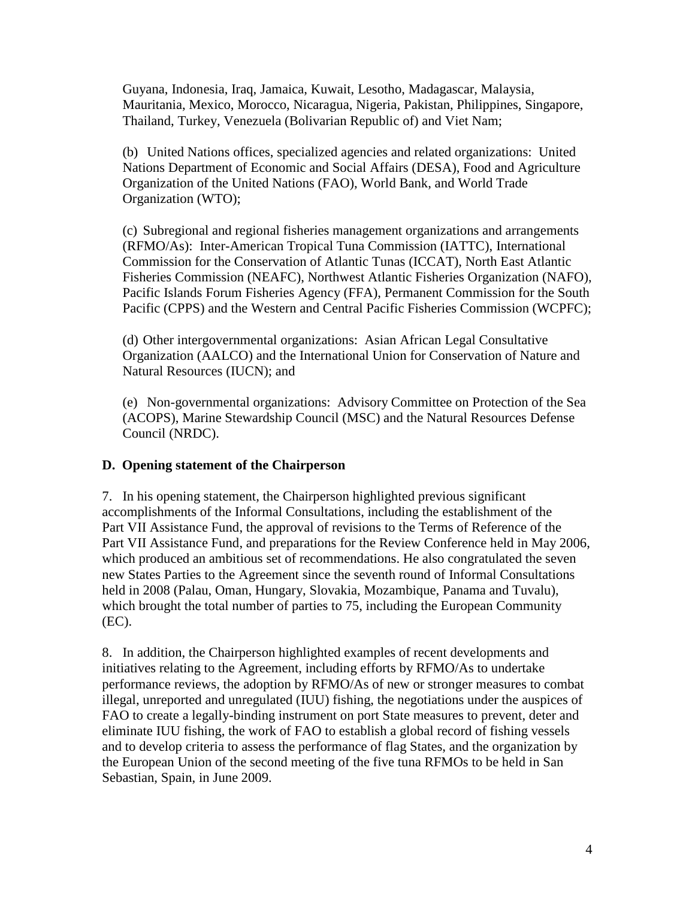Guyana, Indonesia, Iraq, Jamaica, Kuwait, Lesotho, Madagascar, Malaysia, Mauritania, Mexico, Morocco, Nicaragua, Nigeria, Pakistan, Philippines, Singapore, Thailand, Turkey, Venezuela (Bolivarian Republic of) and Viet Nam;

(b) United Nations offices, specialized agencies and related organizations: United Nations Department of Economic and Social Affairs (DESA), Food and Agriculture Organization of the United Nations (FAO), World Bank, and World Trade Organization (WTO);

(c) Subregional and regional fisheries management organizations and arrangements (RFMO/As): Inter-American Tropical Tuna Commission (IATTC), International Commission for the Conservation of Atlantic Tunas (ICCAT), North East Atlantic Fisheries Commission (NEAFC), Northwest Atlantic Fisheries Organization (NAFO), Pacific Islands Forum Fisheries Agency (FFA), Permanent Commission for the South Pacific (CPPS) and the Western and Central Pacific Fisheries Commission (WCPFC);

(d) Other intergovernmental organizations: Asian African Legal Consultative Organization (AALCO) and the International Union for Conservation of Nature and Natural Resources (IUCN); and

(e) Non-governmental organizations: Advisory Committee on Protection of the Sea (ACOPS), Marine Stewardship Council (MSC) and the Natural Resources Defense Council (NRDC).

### D. Opening statement of the Chairperson

7. In his opening statement, the Chairperson highlighted previous significant accomplishments of the Informal Consultations, including the establishment of the Part VII Assistance Fund, the approval of revisions to the Terms of Reference of the Part VII Assistance Fund, and preparations for the Review Conference held in May 2006, which produced an ambitious set of recommendations. He also congratulated the seven new States Parties to the Agreement since the seventh round of Informal Consultations held in 2008 (Palau, Oman, Hungary, Slovakia, Mozambique, Panama and Tuvalu), which brought the total number of parties to 75, including the European Community (EC).

8. In addition, the Chairperson highlighted examples of recent developments and initiatives relating to the Agreement, including efforts by RFMO/As to undertake performance reviews, the adoption by RFMO/As of new or stronger measures to combat illegal, unreported and unregulated (IUU) fishing, the negotiations under the auspices of FAO to create a legally-binding instrument on port State measures to prevent, deter and eliminate IUU fishing, the work of FAO to establish a global record of fishing vessels and to develop criteria to assess the performance of flag States, and the organization by the European Union of the second meeting of the five tuna RFMOs to be held in San Sebastian, Spain, in June 2009.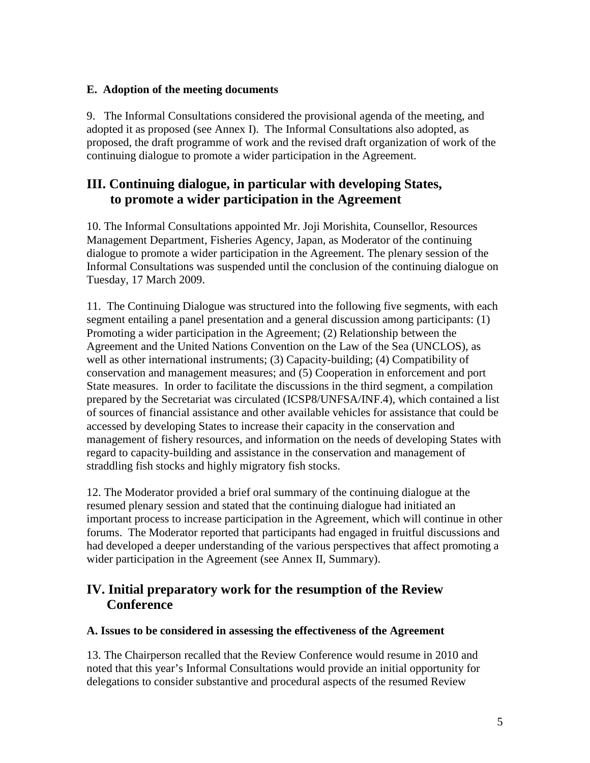### E. Adoption of the meeting documents

9. The Informal Consultations considered the provisional agenda of the meeting, and adopted it as proposed (see Annex I). The Informal Consultations also adopted, as proposed, the draft programme of work and the revised draft organization of work of the continuing dialogue to promote a wider participation in the Agreement.

## III. Continuing dialogue, in particular with developing States, to promote a wider participation in the Agreement

10. The Informal Consultations appointed Mr. Joji Morishita, Counsellor, Resources Management Department, Fisheries Agency, Japan, as Moderator of the continuing dialogue to promote a wider participation in the Agreement. The plenary session of the Informal Consultations was suspended until the conclusion of the continuing dialogue on Tuesday, 17 March 2009.

11. The Continuing Dialogue was structured into the following five segments, with each segment entailing a panel presentation and a general discussion among participants: (1) Promoting a wider participation in the Agreement; (2) Relationship between the Agreement and the United Nations Convention on the Law of the Sea (UNCLOS), as well as other international instruments; (3) Capacity-building; (4) Compatibility of conservation and management measures; and (5) Cooperation in enforcement and port State measures. In order to facilitate the discussions in the third segment, a compilation prepared by the Secretariat was circulated (ICSP8/UNFSA/INF.4), which contained a list of sources of financial assistance and other available vehicles for assistance that could be accessed by developing States to increase their capacity in the conservation and management of fishery resources, and information on the needs of developing States with regard to capacity-building and assistance in the conservation and management of straddling fish stocks and highly migratory fish stocks.

12. The Moderator provided a brief oral summary of the continuing dialogue at the resumed plenary session and stated that the continuing dialogue had initiated an important process to increase participation in the Agreement, which will continue in other forums. The Moderator reported that participants had engaged in fruitful discussions and had developed a deeper understanding of the various perspectives that affect promoting a wider participation in the Agreement (see Annex II, Summary).

## IV. Initial preparatory work for the resumption of the Review Conference

### A. Issues to be considered in assessing the effectiveness of the Agreement

13. The Chairperson recalled that the Review Conference would resume in 2010 and noted that this year's Informal Consultations would provide an initial opportunity for delegations to consider substantive and procedural aspects of the resumed Review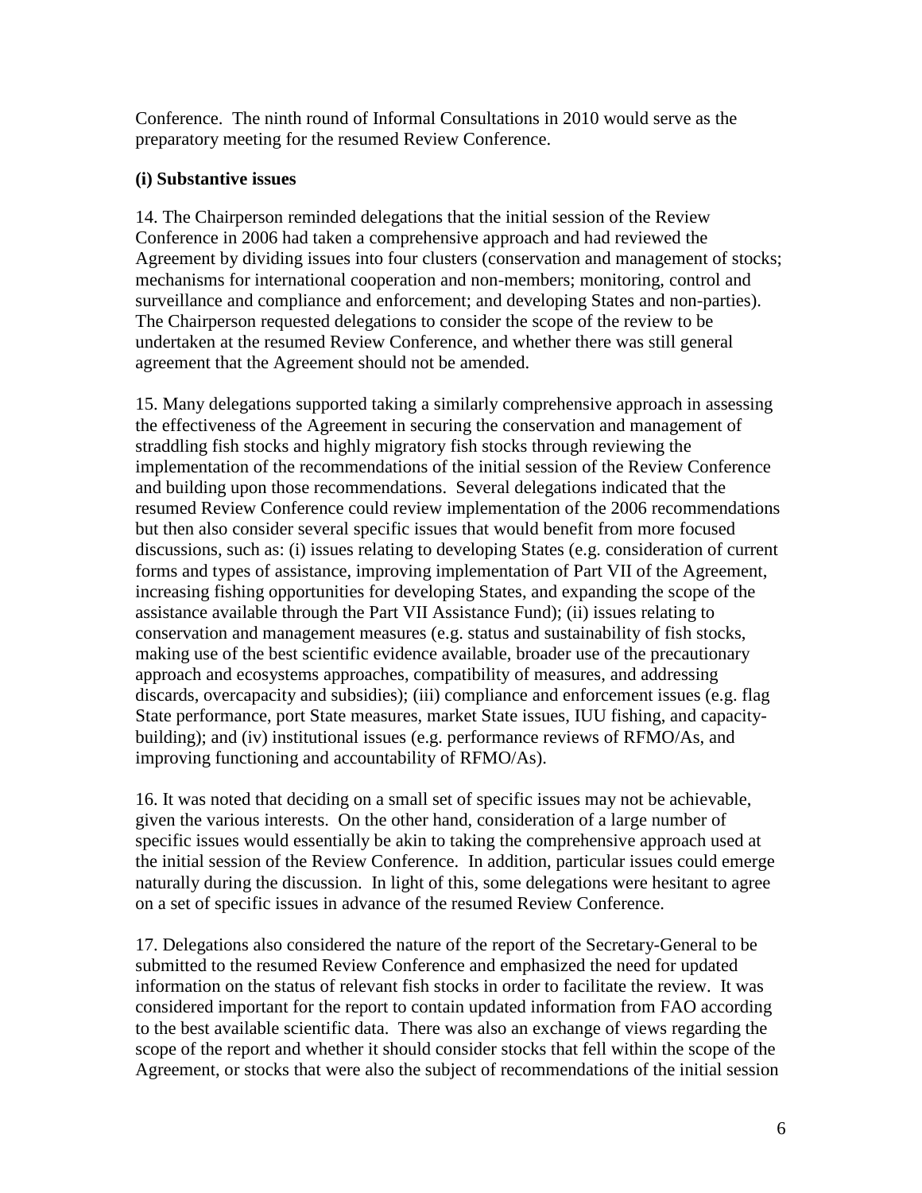Conference. The ninth round of Informal Consultations in 2010 would serve as the preparatory meeting for the resumed Review Conference.

**(i) Substantive issues**

14. The Chairperson reminded delegations that the initial session of the Review Conference in 2006 had taken a comprehensive approach and had reviewed the Agreement by dividing issues into four clusters (conservation and management of stocks; mechanisms for international cooperation and non-members; monitoring, control and surveillance and compliance and enforcement; and developing States and non-parties). The Chairperson requested delegations to consider the scope of the review to be undertaken at the resumed Review Conference, and whether there was still general agreement that the Agreement should not be amended.

15. Many delegations supported taking a similarly comprehensive approach in assessing the effectiveness of the Agreement in securing the conservation and management of straddling fish stocks and highly migratory fish stocks through reviewing the implementation of the recommendations of the initial session of the Review Conference and building upon those recommendations. Several delegations indicated that the resumed Review Conference could review implementation of the 2006 recommendations but then also consider several specific issues that would benefit from more focused discussions, such as: (i) issues relating to developing States (e.g. consideration of current forms and types of assistance, improving implementation of Part VII of the Agreement, increasing fishing opportunities for developing States, and expanding the scope of the assistance available through the Part VII Assistance Fund); (ii) issues relating to conservation and management measures (e.g. status and sustainability of fish stocks, making use of the best scientific evidence available, broader use of the precautionary approach and ecosystems approaches, compatibility of measures, and addressing discards, overcapacity and subsidies); (iii) compliance and enforcement issues (e.g. flag State performance, port State measures, market State issues, IUU fishing, and capacity-building); and (iv) institutional issues (e.g. performance reviews of RFMO/As, and improving functioning and accountability of RFMO/As).

16. It was noted that deciding on a small set of specific issues may not be achievable, given the various interests. On the other hand, consideration of a large number of specific issues would essentially be akin to taking the comprehensive approach used at the initial session of the Review Conference. In addition, particular issues could emerge naturally during the discussion. In light of this, some delegations were hesitant to agree on a set of specific issues in advance of the resumed Review Conference.

17. Delegations also considered the nature of the report of the Secretary-General to be submitted to the resumed Review Conference and emphasized the need for updated information on the status of relevant fish stocks in order to facilitate the review. It was considered important for the report to contain updated information from FAO according to the best available scientific data. There was also an exchange of views regarding the scope of the report and whether it should consider stocks that fell within the scope of the Agreement, or stocks that were also the subject of recommendations of the initial session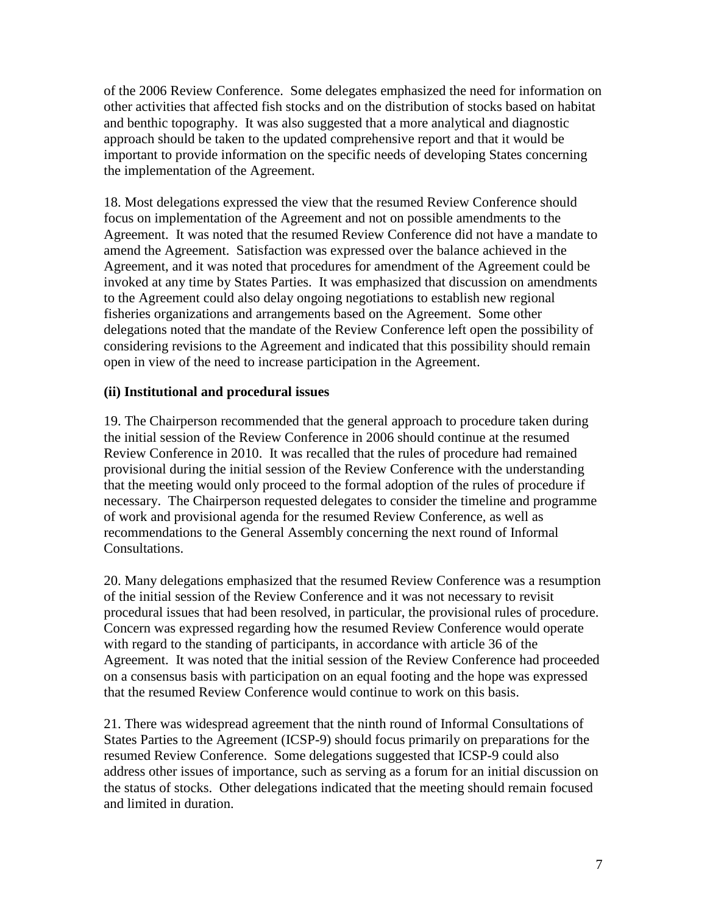of the 2006 Review Conference. Some delegates emphasized the need for information on other activities that affected fish stocks and on the distribution of stocks based on habitat and benthic topography. It was also suggested that a more analytical and diagnostic approach should be taken to the updated comprehensive report and that it would be important to provide information on the specific needs of developing States concerning the implementation of the Agreement.

18. Most delegations expressed the view that the resumed Review Conference should focus on implementation of the Agreement and not on possible amendments to the Agreement. It was noted that the resumed Review Conference did not have a mandate to amend the Agreement. Satisfaction was expressed over the balance achieved in the Agreement, and it was noted that procedures for amendment of the Agreement could be invoked at any time by States Parties. It was emphasized that discussion on amendments to the Agreement could also delay ongoing negotiations to establish new regional fisheries organizations and arrangements based on the Agreement. Some other delegations noted that the mandate of the Review Conference left open the possibility of considering revisions to the Agreement and indicated that this possibility should remain open in view of the need to increase participation in the Agreement.

**(ii) Institutional and procedural issues**

19. The Chairperson recommended that the general approach to procedure taken during the initial session of the Review Conference in 2006 should continue at the resumed Review Conference in 2010. It was recalled that the rules of procedure had remained provisional during the initial session of the Review Conference with the understanding that the meeting would only proceed to the formal adoption of the rules of procedure if necessary. The Chairperson requested delegates to consider the timeline and programme of work and provisional agenda for the resumed Review Conference, as well as recommendations to the General Assembly concerning the next round of Informal Consultations.

20. Many delegations emphasized that the resumed Review Conference was a resumption of the initial session of the Review Conference and it was not necessary to revisit procedural issues that had been resolved, in particular, the provisional rules of procedure. Concern was expressed regarding how the resumed Review Conference would operate with regard to the standing of participants, in accordance with article 36 of the Agreement. It was noted that the initial session of the Review Conference had proceeded on a consensus basis with participation on an equal footing and the hope was expressed that the resumed Review Conference would continue to work on this basis.

21. There was widespread agreement that the ninth round of Informal Consultations of States Parties to the Agreement (ICSP-9) should focus primarily on preparations for the resumed Review Conference. Some delegations suggested that ICSP-9 could also address other issues of importance, such as serving as a forum for an initial discussion on the status of stocks. Other delegations indicated that the meeting should remain focused and limited in duration.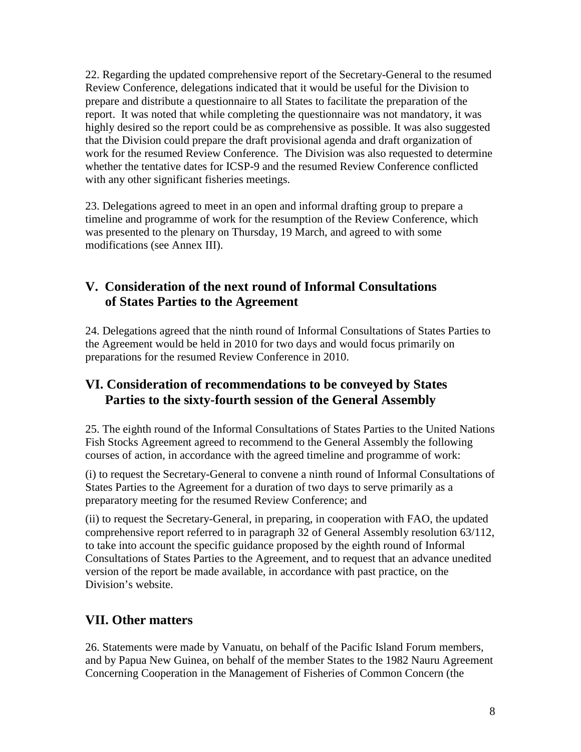22. Regarding the updated comprehensive report of the Secretary-General to the resumed Review Conference, delegations indicated that it would be useful for the Division to prepare and distribute a questionnaire to all States to facilitate the preparation of the report. It was noted that while completing the questionnaire was not mandatory, it was highly desired so the report could be as comprehensive as possible. It was also suggested that the Division could prepare the draft provisional agenda and draft organization of work for the resumed Review Conference. The Division was also requested to determine whether the tentative dates for ICSP-9 and the resumed Review Conference conflicted with any other significant fisheries meetings.

23. Delegations agreed to meet in an open and informal drafting group to prepare a timeline and programme of work for the resumption of the Review Conference, which was presented to the plenary on Thursday, 19 March, and agreed to with some modifications (see Annex III).

## V. Consideration of the next round of Informal Consultations of States Parties to the Agreement

24. Delegations agreed that the ninth round of Informal Consultations of States Parties to the Agreement would be held in 2010 for two days and would focus primarily on preparations for the resumed Review Conference in 2010.

## VI. Consideration of recommendations to be conveyed by States Parties to the sixty-fourth session of the General Assembly

25. The eighth round of the Informal Consultations of States Parties to the United Nations Fish Stocks Agreement agreed to recommend to the General Assembly the following courses of action, in accordance with the agreed timeline and programme of work:

(i) to request the Secretary-General to convene a ninth round of Informal Consultations of States Parties to the Agreement for a duration of two days to serve primarily as a preparatory meeting for the resumed Review Conference; and

(ii) to request the Secretary-General, in preparing, in cooperation with FAO, the updated comprehensive report referred to in paragraph 32 of General Assembly resolution 63/112, to take into account the specific guidance proposed by the eighth round of Informal Consultations of States Parties to the Agreement, and to request that an advance unedited version of the report be made available, in accordance with past practice, on the Division's website.

## VII. Other matters

26. Statements were made by Vanuatu, on behalf of the Pacific Island Forum members, and by Papua New Guinea, on behalf of the member States to the 1982 Nauru Agreement Concerning Cooperation in the Management of Fisheries of Common Concern (the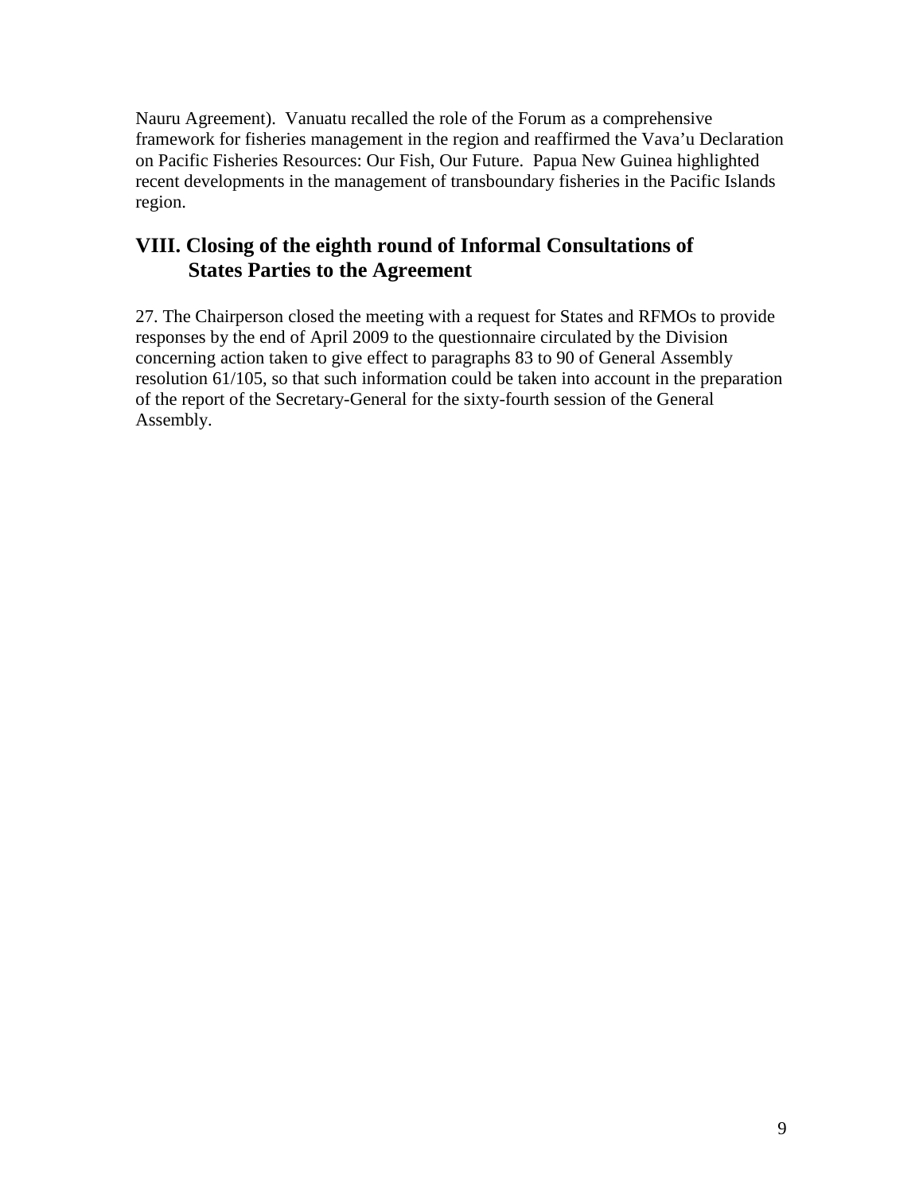Nauru Agreement). Vanuatu recalled the role of the Forum as a comprehensive framework for fisheries management in the region and reaffirmed the Vava'u Declaration on Pacific Fisheries Resources: Our Fish, Our Future. Papua New Guinea highlighted recent developments in the management of transboundary fisheries in the Pacific Islands region.

## VIII. Closing of the eighth round of Informal Consultations of States Parties to the Agreement

27. The Chairperson closed the meeting with a request for States and RFMOs to provide responses by the end of April 2009 to the questionnaire circulated by the Division concerning action taken to give effect to paragraphs 83 to 90 of General Assembly resolution 61/105, so that such information could be taken into account in the preparation of the report of the Secretary-General for the sixty-fourth session of the General Assembly.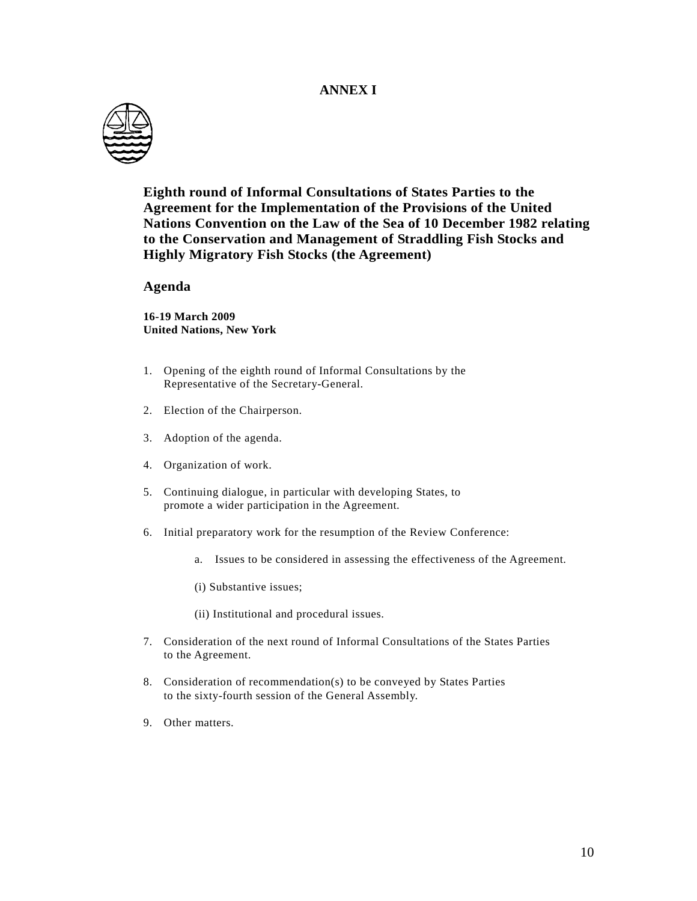# ANNEX I

## Eighth round of Informal Consultations of States Parties to the Agreement for the Implementation of the Provisions of the United Nations Convention on the Law of the Sea of 10 December 1982 relating to the Conservation and Management of Straddling Fish Stocks and Highly Migratory Fish Stocks (the Agreement)

## Agenda

**16-19 March 2009**
**United Nations, New York**

1. Opening of the eighth round of Informal Consultations by the Representative of the Secretary-General.

2. Election of the Chairperson.

3. Adoption of the agenda.

4. Organization of work.

5. Continuing dialogue, in particular with developing States, to promote a wider participation in the Agreement.

6. Initial preparatory work for the resumption of the Review Conference:

   a. Issues to be considered in assessing the effectiveness of the Agreement.

   (i) Substantive issues;

   (ii) Institutional and procedural issues.

7. Consideration of the next round of Informal Consultations of the States Parties to the Agreement.

8. Consideration of recommendation(s) to be conveyed by States Parties to the sixty-fourth session of the General Assembly.

9. Other matters.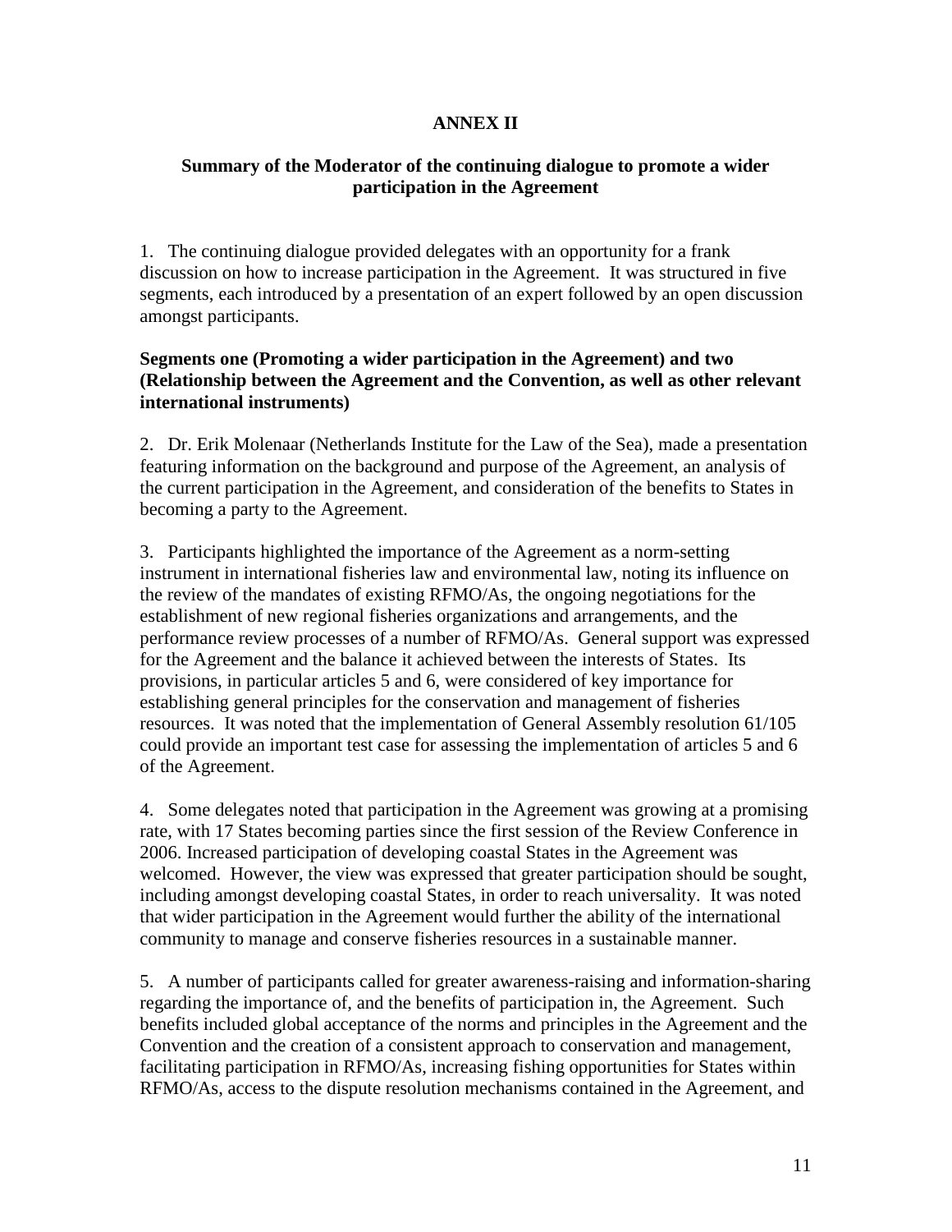# ANNEX II

## Summary of the Moderator of the continuing dialogue to promote a wider participation in the Agreement

1. The continuing dialogue provided delegates with an opportunity for a frank discussion on how to increase participation in the Agreement. It was structured in five segments, each introduced by a presentation of an expert followed by an open discussion amongst participants.

### Segments one (Promoting a wider participation in the Agreement) and two (Relationship between the Agreement and the Convention, as well as other relevant international instruments)

2. Dr. Erik Molenaar (Netherlands Institute for the Law of the Sea), made a presentation featuring information on the background and purpose of the Agreement, an analysis of the current participation in the Agreement, and consideration of the benefits to States in becoming a party to the Agreement.

3. Participants highlighted the importance of the Agreement as a norm-setting instrument in international fisheries law and environmental law, noting its influence on the review of the mandates of existing RFMO/As, the ongoing negotiations for the establishment of new regional fisheries organizations and arrangements, and the performance review processes of a number of RFMO/As. General support was expressed for the Agreement and the balance it achieved between the interests of States. Its provisions, in particular articles 5 and 6, were considered of key importance for establishing general principles for the conservation and management of fisheries resources. It was noted that the implementation of General Assembly resolution 61/105 could provide an important test case for assessing the implementation of articles 5 and 6 of the Agreement.

4. Some delegates noted that participation in the Agreement was growing at a promising rate, with 17 States becoming parties since the first session of the Review Conference in 2006. Increased participation of developing coastal States in the Agreement was welcomed. However, the view was expressed that greater participation should be sought, including amongst developing coastal States, in order to reach universality. It was noted that wider participation in the Agreement would further the ability of the international community to manage and conserve fisheries resources in a sustainable manner.

5. A number of participants called for greater awareness-raising and information-sharing regarding the importance of, and the benefits of participation in, the Agreement. Such benefits included global acceptance of the norms and principles in the Agreement and the Convention and the creation of a consistent approach to conservation and management, facilitating participation in RFMO/As, increasing fishing opportunities for States within RFMO/As, access to the dispute resolution mechanisms contained in the Agreement, and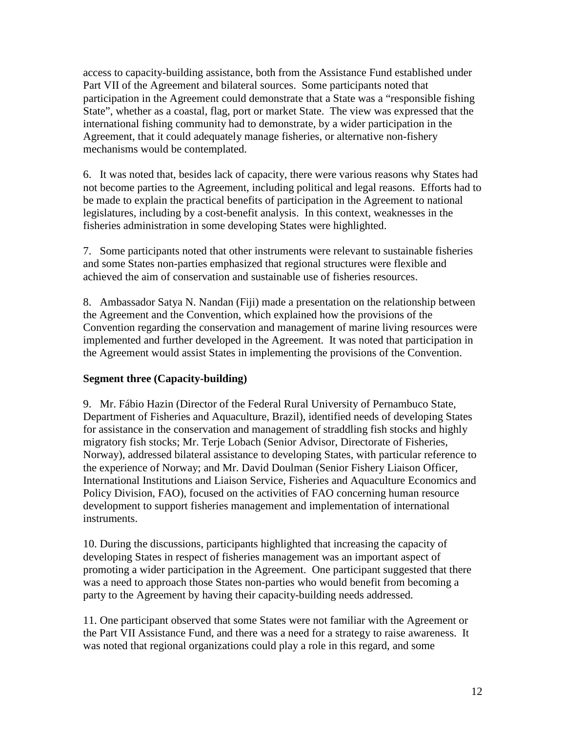access to capacity-building assistance, both from the Assistance Fund established under Part VII of the Agreement and bilateral sources. Some participants noted that participation in the Agreement could demonstrate that a State was a "responsible fishing State", whether as a coastal, flag, port or market State. The view was expressed that the international fishing community had to demonstrate, by a wider participation in the Agreement, that it could adequately manage fisheries, or alternative non-fishery mechanisms would be contemplated.

6. It was noted that, besides lack of capacity, there were various reasons why States had not become parties to the Agreement, including political and legal reasons. Efforts had to be made to explain the practical benefits of participation in the Agreement to national legislatures, including by a cost-benefit analysis. In this context, weaknesses in the fisheries administration in some developing States were highlighted.

7. Some participants noted that other instruments were relevant to sustainable fisheries and some States non-parties emphasized that regional structures were flexible and achieved the aim of conservation and sustainable use of fisheries resources.

8. Ambassador Satya N. Nandan (Fiji) made a presentation on the relationship between the Agreement and the Convention, which explained how the provisions of the Convention regarding the conservation and management of marine living resources were implemented and further developed in the Agreement. It was noted that participation in the Agreement would assist States in implementing the provisions of the Convention.

**Segment three (Capacity-building)**

9. Mr. Fábio Hazin (Director of the Federal Rural University of Pernambuco State, Department of Fisheries and Aquaculture, Brazil), identified needs of developing States for assistance in the conservation and management of straddling fish stocks and highly migratory fish stocks; Mr. Terje Lobach (Senior Advisor, Directorate of Fisheries, Norway), addressed bilateral assistance to developing States, with particular reference to the experience of Norway; and Mr. David Doulman (Senior Fishery Liaison Officer, International Institutions and Liaison Service, Fisheries and Aquaculture Economics and Policy Division, FAO), focused on the activities of FAO concerning human resource development to support fisheries management and implementation of international instruments.

10. During the discussions, participants highlighted that increasing the capacity of developing States in respect of fisheries management was an important aspect of promoting a wider participation in the Agreement. One participant suggested that there was a need to approach those States non-parties who would benefit from becoming a party to the Agreement by having their capacity-building needs addressed.

11. One participant observed that some States were not familiar with the Agreement or the Part VII Assistance Fund, and there was a need for a strategy to raise awareness. It was noted that regional organizations could play a role in this regard, and some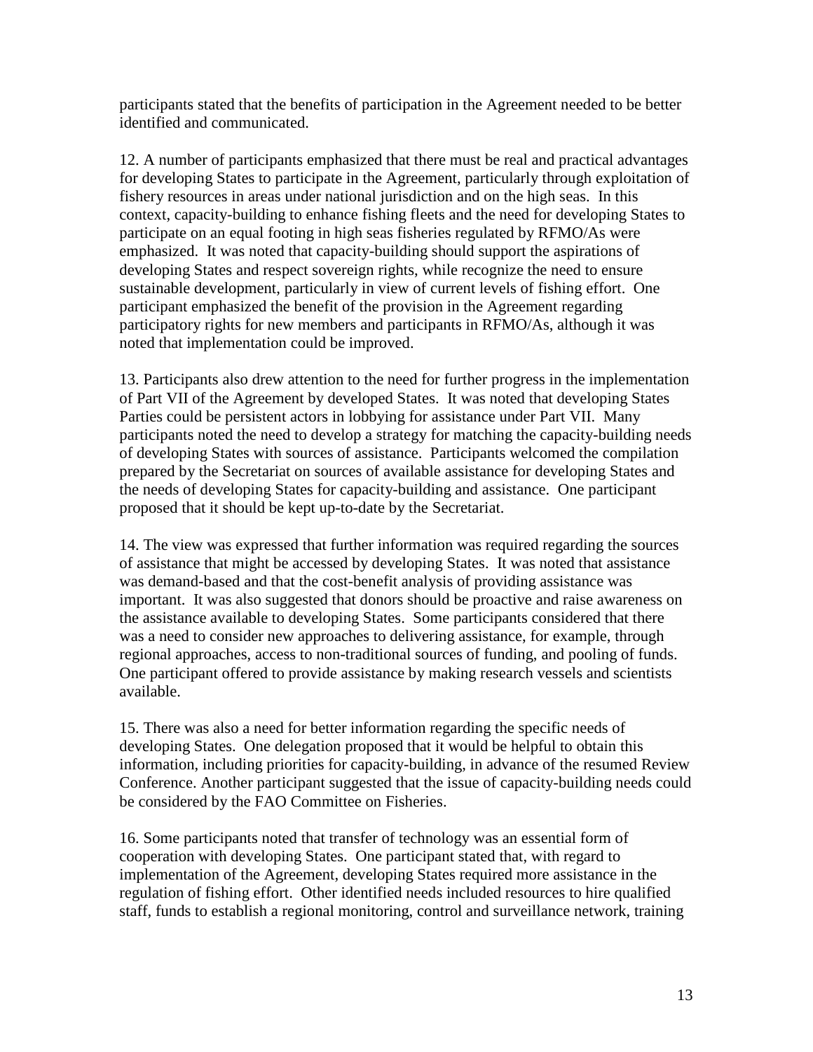participants stated that the benefits of participation in the Agreement needed to be better identified and communicated.

12. A number of participants emphasized that there must be real and practical advantages for developing States to participate in the Agreement, particularly through exploitation of fishery resources in areas under national jurisdiction and on the high seas. In this context, capacity-building to enhance fishing fleets and the need for developing States to participate on an equal footing in high seas fisheries regulated by RFMO/As were emphasized. It was noted that capacity-building should support the aspirations of developing States and respect sovereign rights, while recognize the need to ensure sustainable development, particularly in view of current levels of fishing effort. One participant emphasized the benefit of the provision in the Agreement regarding participatory rights for new members and participants in RFMO/As, although it was noted that implementation could be improved.

13. Participants also drew attention to the need for further progress in the implementation of Part VII of the Agreement by developed States. It was noted that developing States Parties could be persistent actors in lobbying for assistance under Part VII. Many participants noted the need to develop a strategy for matching the capacity-building needs of developing States with sources of assistance. Participants welcomed the compilation prepared by the Secretariat on sources of available assistance for developing States and the needs of developing States for capacity-building and assistance. One participant proposed that it should be kept up-to-date by the Secretariat.

14. The view was expressed that further information was required regarding the sources of assistance that might be accessed by developing States. It was noted that assistance was demand-based and that the cost-benefit analysis of providing assistance was important. It was also suggested that donors should be proactive and raise awareness on the assistance available to developing States. Some participants considered that there was a need to consider new approaches to delivering assistance, for example, through regional approaches, access to non-traditional sources of funding, and pooling of funds. One participant offered to provide assistance by making research vessels and scientists available.

15. There was also a need for better information regarding the specific needs of developing States. One delegation proposed that it would be helpful to obtain this information, including priorities for capacity-building, in advance of the resumed Review Conference. Another participant suggested that the issue of capacity-building needs could be considered by the FAO Committee on Fisheries.

16. Some participants noted that transfer of technology was an essential form of cooperation with developing States. One participant stated that, with regard to implementation of the Agreement, developing States required more assistance in the regulation of fishing effort. Other identified needs included resources to hire qualified staff, funds to establish a regional monitoring, control and surveillance network, training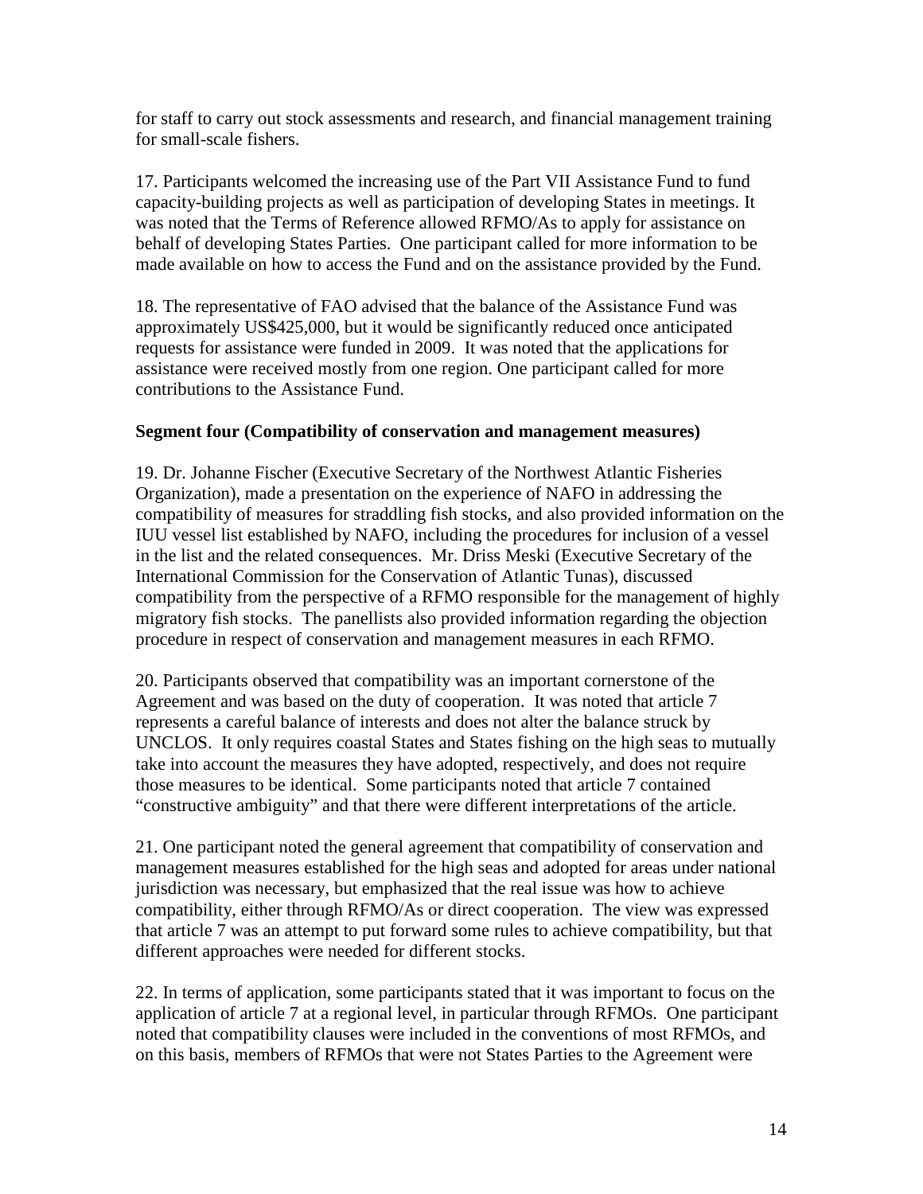for staff to carry out stock assessments and research, and financial management training for small-scale fishers.

17. Participants welcomed the increasing use of the Part VII Assistance Fund to fund capacity-building projects as well as participation of developing States in meetings. It was noted that the Terms of Reference allowed RFMO/As to apply for assistance on behalf of developing States Parties. One participant called for more information to be made available on how to access the Fund and on the assistance provided by the Fund.

18. The representative of FAO advised that the balance of the Assistance Fund was approximately US$425,000, but it would be significantly reduced once anticipated requests for assistance were funded in 2009. It was noted that the applications for assistance were received mostly from one region. One participant called for more contributions to the Assistance Fund.

**Segment four (Compatibility of conservation and management measures)**

19. Dr. Johanne Fischer (Executive Secretary of the Northwest Atlantic Fisheries Organization), made a presentation on the experience of NAFO in addressing the compatibility of measures for straddling fish stocks, and also provided information on the IUU vessel list established by NAFO, including the procedures for inclusion of a vessel in the list and the related consequences. Mr. Driss Meski (Executive Secretary of the International Commission for the Conservation of Atlantic Tunas), discussed compatibility from the perspective of a RFMO responsible for the management of highly migratory fish stocks. The panellists also provided information regarding the objection procedure in respect of conservation and management measures in each RFMO.

20. Participants observed that compatibility was an important cornerstone of the Agreement and was based on the duty of cooperation. It was noted that article 7 represents a careful balance of interests and does not alter the balance struck by UNCLOS. It only requires coastal States and States fishing on the high seas to mutually take into account the measures they have adopted, respectively, and does not require those measures to be identical. Some participants noted that article 7 contained "constructive ambiguity" and that there were different interpretations of the article.

21. One participant noted the general agreement that compatibility of conservation and management measures established for the high seas and adopted for areas under national jurisdiction was necessary, but emphasized that the real issue was how to achieve compatibility, either through RFMO/As or direct cooperation. The view was expressed that article 7 was an attempt to put forward some rules to achieve compatibility, but that different approaches were needed for different stocks.

22. In terms of application, some participants stated that it was important to focus on the application of article 7 at a regional level, in particular through RFMOs. One participant noted that compatibility clauses were included in the conventions of most RFMOs, and on this basis, members of RFMOs that were not States Parties to the Agreement were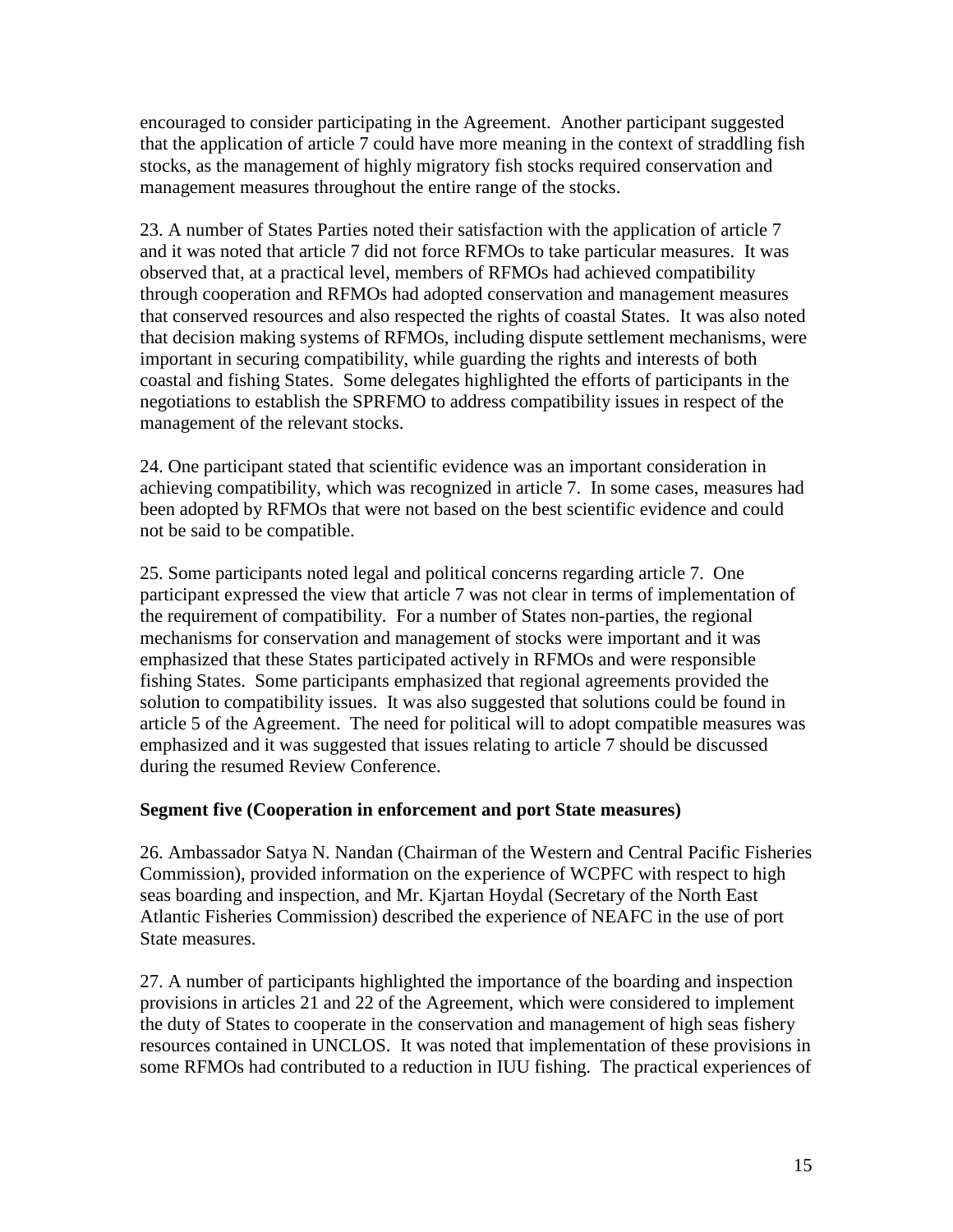encouraged to consider participating in the Agreement. Another participant suggested that the application of article 7 could have more meaning in the context of straddling fish stocks, as the management of highly migratory fish stocks required conservation and management measures throughout the entire range of the stocks.

23. A number of States Parties noted their satisfaction with the application of article 7 and it was noted that article 7 did not force RFMOs to take particular measures. It was observed that, at a practical level, members of RFMOs had achieved compatibility through cooperation and RFMOs had adopted conservation and management measures that conserved resources and also respected the rights of coastal States. It was also noted that decision making systems of RFMOs, including dispute settlement mechanisms, were important in securing compatibility, while guarding the rights and interests of both coastal and fishing States. Some delegates highlighted the efforts of participants in the negotiations to establish the SPRFMO to address compatibility issues in respect of the management of the relevant stocks.

24. One participant stated that scientific evidence was an important consideration in achieving compatibility, which was recognized in article 7. In some cases, measures had been adopted by RFMOs that were not based on the best scientific evidence and could not be said to be compatible.

25. Some participants noted legal and political concerns regarding article 7. One participant expressed the view that article 7 was not clear in terms of implementation of the requirement of compatibility. For a number of States non-parties, the regional mechanisms for conservation and management of stocks were important and it was emphasized that these States participated actively in RFMOs and were responsible fishing States. Some participants emphasized that regional agreements provided the solution to compatibility issues. It was also suggested that solutions could be found in article 5 of the Agreement. The need for political will to adopt compatible measures was emphasized and it was suggested that issues relating to article 7 should be discussed during the resumed Review Conference.

**Segment five (Cooperation in enforcement and port State measures)**

26. Ambassador Satya N. Nandan (Chairman of the Western and Central Pacific Fisheries Commission), provided information on the experience of WCPFC with respect to high seas boarding and inspection, and Mr. Kjartan Hoydal (Secretary of the North East Atlantic Fisheries Commission) described the experience of NEAFC in the use of port State measures.

27. A number of participants highlighted the importance of the boarding and inspection provisions in articles 21 and 22 of the Agreement, which were considered to implement the duty of States to cooperate in the conservation and management of high seas fishery resources contained in UNCLOS. It was noted that implementation of these provisions in some RFMOs had contributed to a reduction in IUU fishing. The practical experiences of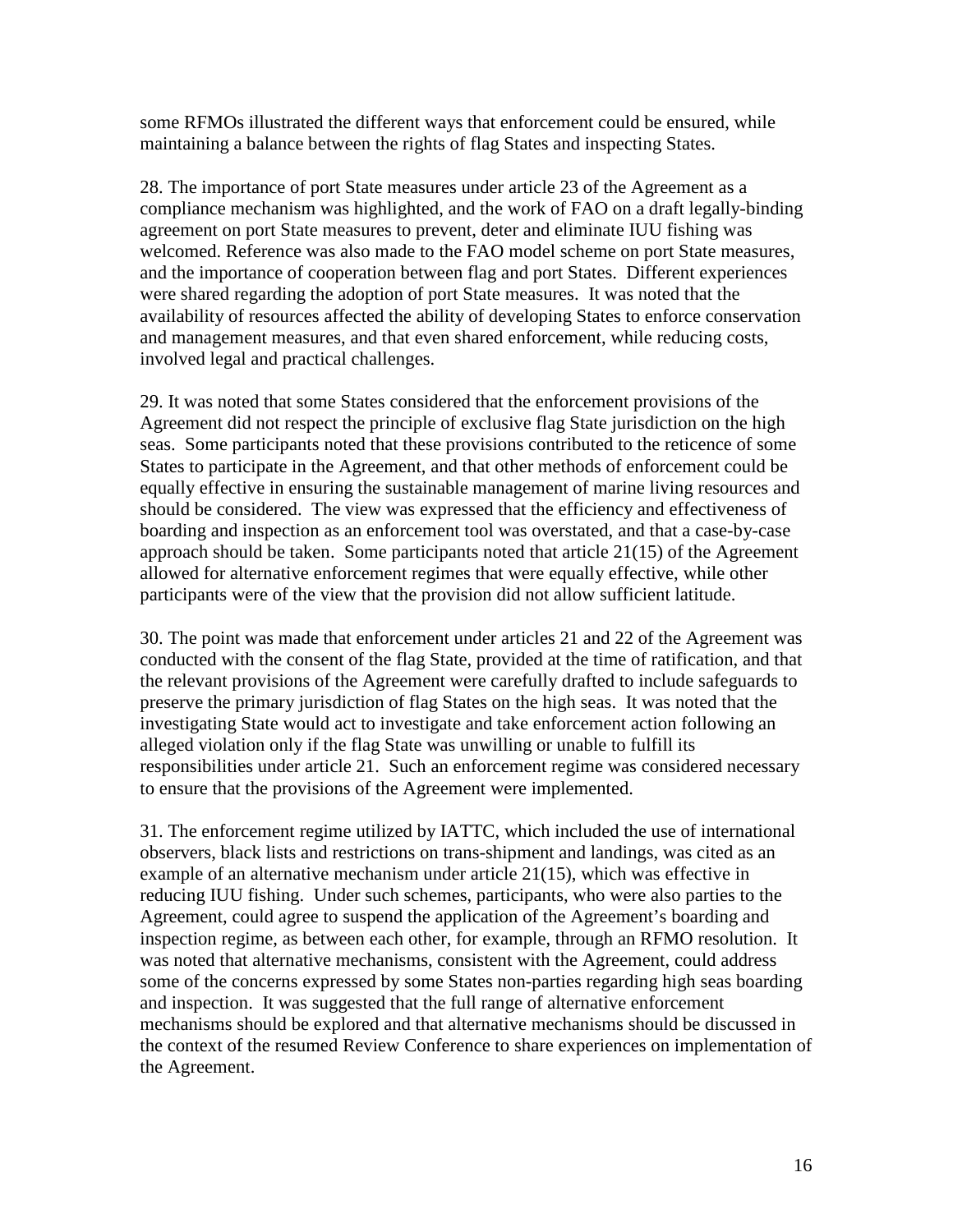some RFMOs illustrated the different ways that enforcement could be ensured, while maintaining a balance between the rights of flag States and inspecting States.

28. The importance of port State measures under article 23 of the Agreement as a compliance mechanism was highlighted, and the work of FAO on a draft legally-binding agreement on port State measures to prevent, deter and eliminate IUU fishing was welcomed. Reference was also made to the FAO model scheme on port State measures, and the importance of cooperation between flag and port States. Different experiences were shared regarding the adoption of port State measures. It was noted that the availability of resources affected the ability of developing States to enforce conservation and management measures, and that even shared enforcement, while reducing costs, involved legal and practical challenges.

29. It was noted that some States considered that the enforcement provisions of the Agreement did not respect the principle of exclusive flag State jurisdiction on the high seas. Some participants noted that these provisions contributed to the reticence of some States to participate in the Agreement, and that other methods of enforcement could be equally effective in ensuring the sustainable management of marine living resources and should be considered. The view was expressed that the efficiency and effectiveness of boarding and inspection as an enforcement tool was overstated, and that a case-by-case approach should be taken. Some participants noted that article 21(15) of the Agreement allowed for alternative enforcement regimes that were equally effective, while other participants were of the view that the provision did not allow sufficient latitude.

30. The point was made that enforcement under articles 21 and 22 of the Agreement was conducted with the consent of the flag State, provided at the time of ratification, and that the relevant provisions of the Agreement were carefully drafted to include safeguards to preserve the primary jurisdiction of flag States on the high seas. It was noted that the investigating State would act to investigate and take enforcement action following an alleged violation only if the flag State was unwilling or unable to fulfill its responsibilities under article 21. Such an enforcement regime was considered necessary to ensure that the provisions of the Agreement were implemented.

31. The enforcement regime utilized by IATTC, which included the use of international observers, black lists and restrictions on trans-shipment and landings, was cited as an example of an alternative mechanism under article 21(15), which was effective in reducing IUU fishing. Under such schemes, participants, who were also parties to the Agreement, could agree to suspend the application of the Agreement's boarding and inspection regime, as between each other, for example, through an RFMO resolution. It was noted that alternative mechanisms, consistent with the Agreement, could address some of the concerns expressed by some States non-parties regarding high seas boarding and inspection. It was suggested that the full range of alternative enforcement mechanisms should be explored and that alternative mechanisms should be discussed in the context of the resumed Review Conference to share experiences on implementation of the Agreement.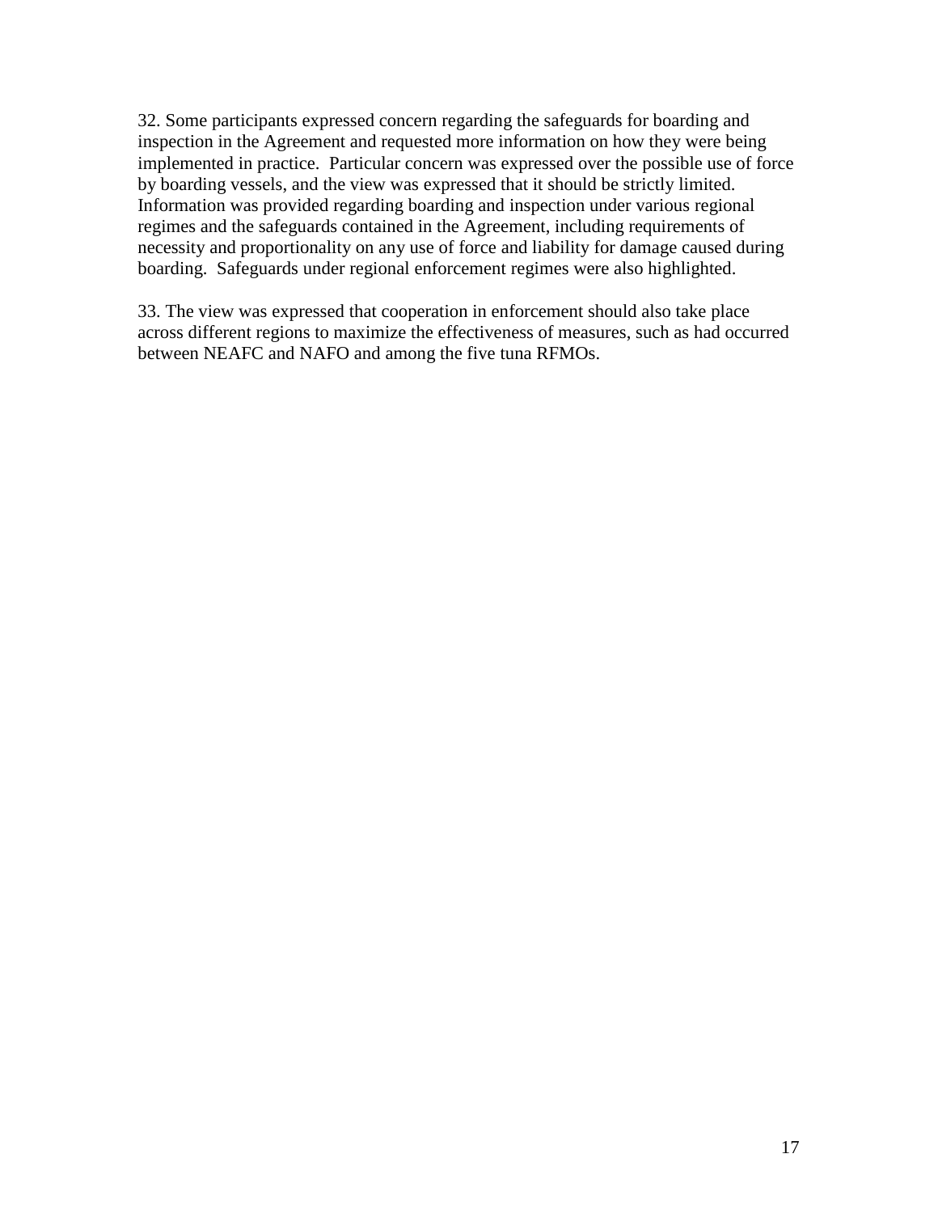32. Some participants expressed concern regarding the safeguards for boarding and inspection in the Agreement and requested more information on how they were being implemented in practice. Particular concern was expressed over the possible use of force by boarding vessels, and the view was expressed that it should be strictly limited. Information was provided regarding boarding and inspection under various regional regimes and the safeguards contained in the Agreement, including requirements of necessity and proportionality on any use of force and liability for damage caused during boarding. Safeguards under regional enforcement regimes were also highlighted.

33. The view was expressed that cooperation in enforcement should also take place across different regions to maximize the effectiveness of measures, such as had occurred between NEAFC and NAFO and among the five tuna RFMOs.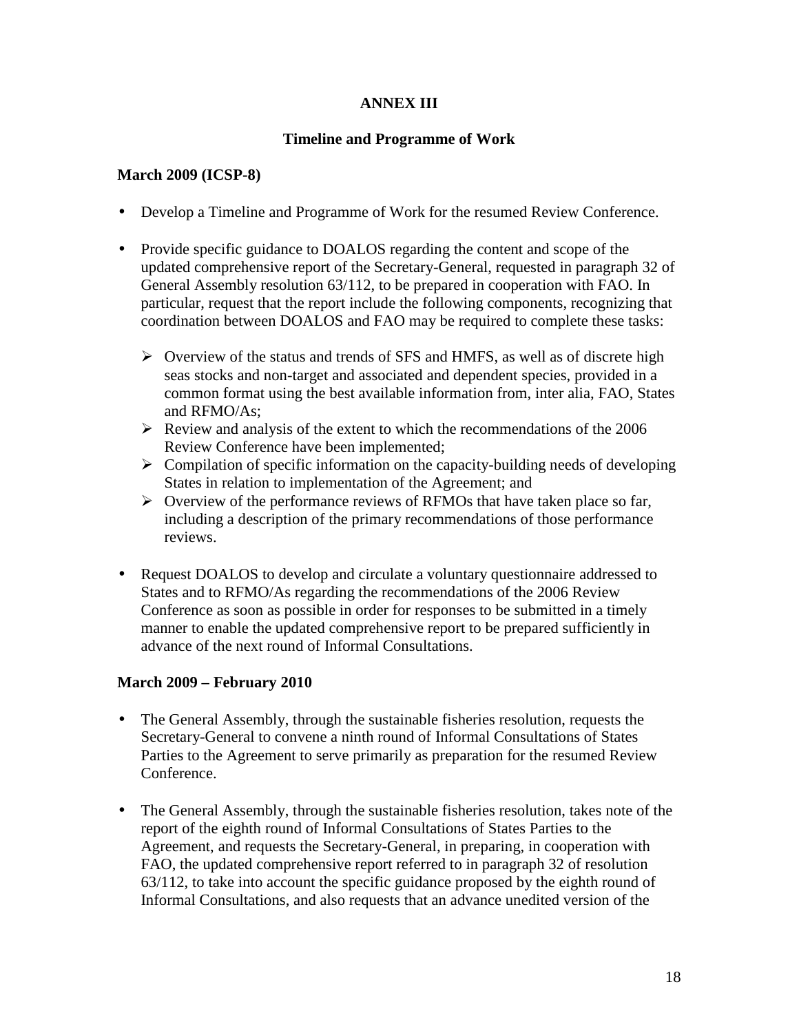**ANNEX III**

**Timeline and Programme of Work**

**March 2009 (ICSP-8)**

- Develop a Timeline and Programme of Work for the resumed Review Conference.
- Provide specific guidance to DOALOS regarding the content and scope of the updated comprehensive report of the Secretary-General, requested in paragraph 32 of General Assembly resolution 63/112, to be prepared in cooperation with FAO. In particular, request that the report include the following components, recognizing that coordination between DOALOS and FAO may be required to complete these tasks:
  - Overview of the status and trends of SFS and HMFS, as well as of discrete high seas stocks and non-target and associated and dependent species, provided in a common format using the best available information from, inter alia, FAO, States and RFMO/As;
  - Review and analysis of the extent to which the recommendations of the 2006 Review Conference have been implemented;
  - Compilation of specific information on the capacity-building needs of developing States in relation to implementation of the Agreement; and
  - Overview of the performance reviews of RFMOs that have taken place so far, including a description of the primary recommendations of those performance reviews.
- Request DOALOS to develop and circulate a voluntary questionnaire addressed to States and to RFMO/As regarding the recommendations of the 2006 Review Conference as soon as possible in order for responses to be submitted in a timely manner to enable the updated comprehensive report to be prepared sufficiently in advance of the next round of Informal Consultations.

**March 2009 – February 2010**

- The General Assembly, through the sustainable fisheries resolution, requests the Secretary-General to convene a ninth round of Informal Consultations of States Parties to the Agreement to serve primarily as preparation for the resumed Review Conference.
- The General Assembly, through the sustainable fisheries resolution, takes note of the report of the eighth round of Informal Consultations of States Parties to the Agreement, and requests the Secretary-General, in preparing, in cooperation with FAO, the updated comprehensive report referred to in paragraph 32 of resolution 63/112, to take into account the specific guidance proposed by the eighth round of Informal Consultations, and also requests that an advance unedited version of the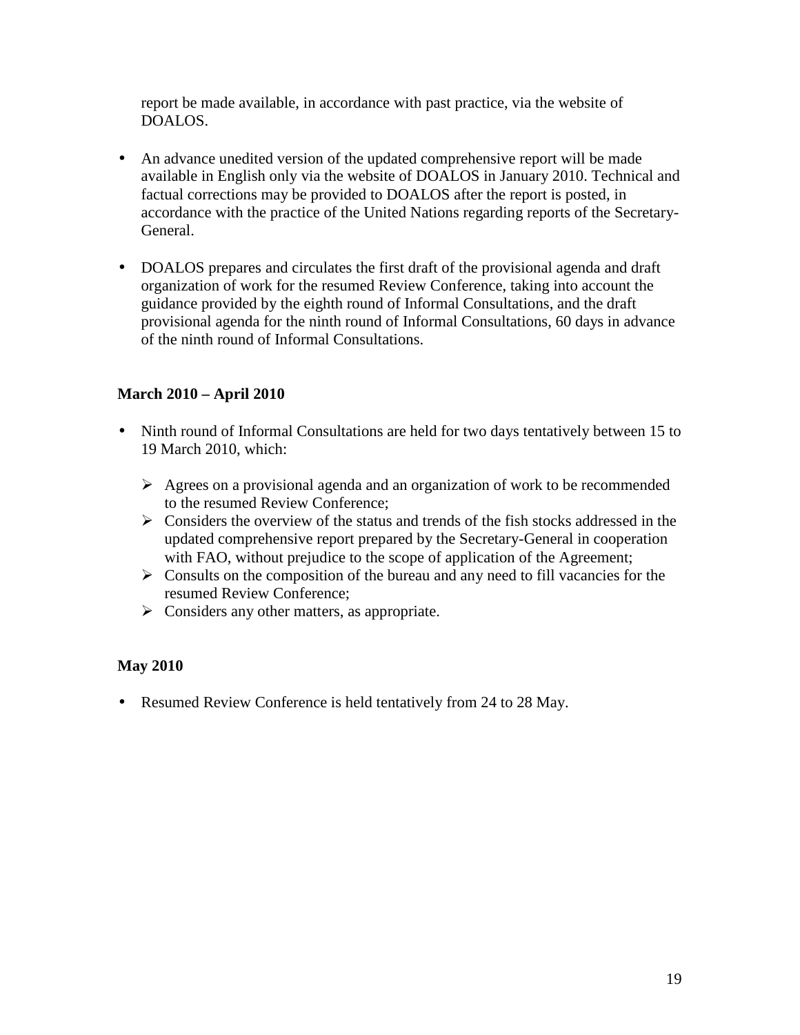report be made available, in accordance with past practice, via the website of DOALOS.

- An advance unedited version of the updated comprehensive report will be made available in English only via the website of DOALOS in January 2010. Technical and factual corrections may be provided to DOALOS after the report is posted, in accordance with the practice of the United Nations regarding reports of the Secretary-General.

- DOALOS prepares and circulates the first draft of the provisional agenda and draft organization of work for the resumed Review Conference, taking into account the guidance provided by the eighth round of Informal Consultations, and the draft provisional agenda for the ninth round of Informal Consultations, 60 days in advance of the ninth round of Informal Consultations.

**March 2010 – April 2010**

- Ninth round of Informal Consultations are held for two days tentatively between 15 to 19 March 2010, which:
  - Agrees on a provisional agenda and an organization of work to be recommended to the resumed Review Conference;
  - Considers the overview of the status and trends of the fish stocks addressed in the updated comprehensive report prepared by the Secretary-General in cooperation with FAO, without prejudice to the scope of application of the Agreement;
  - Consults on the composition of the bureau and any need to fill vacancies for the resumed Review Conference;
  - Considers any other matters, as appropriate.

**May 2010**

- Resumed Review Conference is held tentatively from 24 to 28 May.